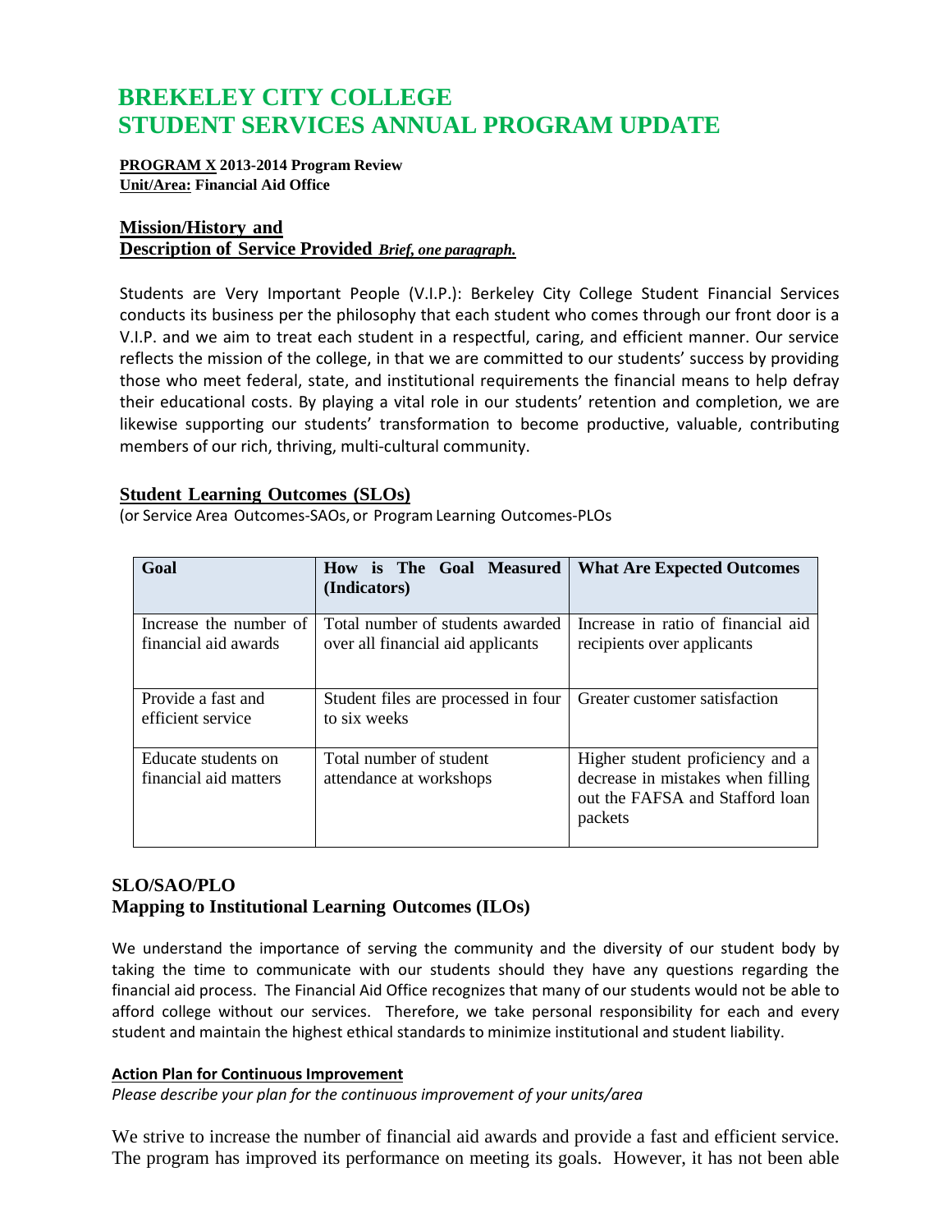# BREKELEY CITY COLLEGE
# STUDENT SERVICES ANNUAL PROGRAM UPDATE

**PROGRAM X 2013-2014 Program Review**
**Unit/Area: Financial Aid Office**

## Mission/History and Description of Service Provided *Brief, one paragraph.*

Students are Very Important People (V.I.P.): Berkeley City College Student Financial Services conducts its business per the philosophy that each student who comes through our front door is a V.I.P. and we aim to treat each student in a respectful, caring, and efficient manner. Our service reflects the mission of the college, in that we are committed to our students' success by providing those who meet federal, state, and institutional requirements the financial means to help defray their educational costs. By playing a vital role in our students' retention and completion, we are likewise supporting our students' transformation to become productive, valuable, contributing members of our rich, thriving, multi-cultural community.

## Student Learning Outcomes (SLOs)

(or Service Area Outcomes-SAOs, or Program Learning Outcomes-PLOs

| Goal | How is The Goal Measured (Indicators) | What Are Expected Outcomes |
|---|---|---|
| Increase the number of financial aid awards | Total number of students awarded over all financial aid applicants | Increase in ratio of financial aid recipients over applicants |
| Provide a fast and efficient service | Student files are processed in four to six weeks | Greater customer satisfaction |
| Educate students on financial aid matters | Total number of student attendance at workshops | Higher student proficiency and a decrease in mistakes when filling out the FAFSA and Stafford loan packets |

## SLO/SAO/PLO Mapping to Institutional Learning Outcomes (ILOs)

We understand the importance of serving the community and the diversity of our student body by taking the time to communicate with our students should they have any questions regarding the financial aid process. The Financial Aid Office recognizes that many of our students would not be able to afford college without our services. Therefore, we take personal responsibility for each and every student and maintain the highest ethical standards to minimize institutional and student liability.

### Action Plan for Continuous Improvement

*Please describe your plan for the continuous improvement of your units/area*

We strive to increase the number of financial aid awards and provide a fast and efficient service. The program has improved its performance on meeting its goals. However, it has not been able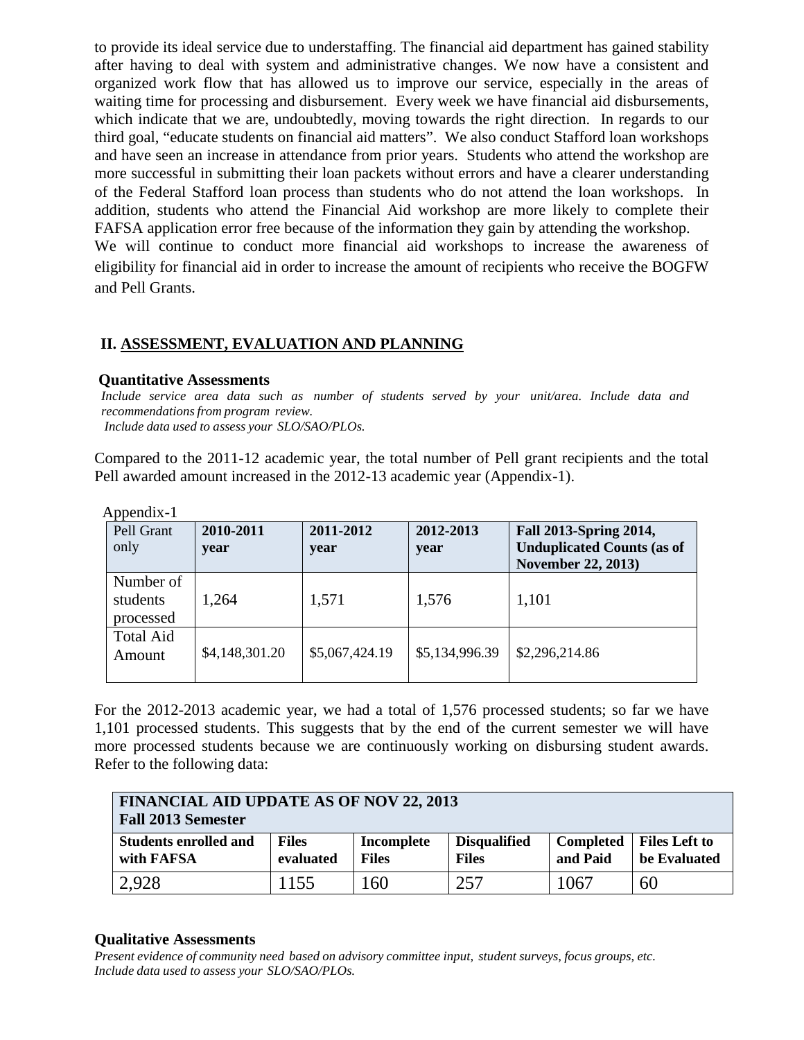to provide its ideal service due to understaffing. The financial aid department has gained stability after having to deal with system and administrative changes. We now have a consistent and organized work flow that has allowed us to improve our service, especially in the areas of waiting time for processing and disbursement. Every week we have financial aid disbursements, which indicate that we are, undoubtedly, moving towards the right direction. In regards to our third goal, "educate students on financial aid matters". We also conduct Stafford loan workshops and have seen an increase in attendance from prior years. Students who attend the workshop are more successful in submitting their loan packets without errors and have a clearer understanding of the Federal Stafford loan process than students who do not attend the loan workshops. In addition, students who attend the Financial Aid workshop are more likely to complete their FAFSA application error free because of the information they gain by attending the workshop.

We will continue to conduct more financial aid workshops to increase the awareness of eligibility for financial aid in order to increase the amount of recipients who receive the BOGFW and Pell Grants.

## II. ASSESSMENT, EVALUATION AND PLANNING

### Quantitative Assessments

*Include service area data such as number of students served by your unit/area. Include data and recommendations from program review.*
*Include data used to assess your SLO/SAO/PLOs.*

Compared to the 2011-12 academic year, the total number of Pell grant recipients and the total Pell awarded amount increased in the 2012-13 academic year (Appendix-1).

Appendix-1

| Pell Grant only | 2010-2011 year | 2011-2012 year | 2012-2013 year | Fall 2013-Spring 2014, Unduplicated Counts (as of November 22, 2013) |
|---|---|---|---|---|
| Number of students processed | 1,264 | 1,571 | 1,576 | 1,101 |
| Total Aid Amount | $4,148,301.20 | $5,067,424.19 | $5,134,996.39 | $2,296,214.86 |

For the 2012-2013 academic year, we had a total of 1,576 processed students; so far we have 1,101 processed students. This suggests that by the end of the current semester we will have more processed students because we are continuously working on disbursing student awards. Refer to the following data:

| FINANCIAL AID UPDATE AS OF NOV 22, 2013 Fall 2013 Semester | | | | | |
|---|---|---|---|---|---|
| **Students enrolled and with FAFSA** | **Files evaluated** | **Incomplete Files** | **Disqualified Files** | **Completed and Paid** | **Files Left to be Evaluated** |
| 2,928 | 1155 | 160 | 257 | 1067 | 60 |

### Qualitative Assessments

*Present evidence of community need based on advisory committee input, student surveys, focus groups, etc.*
*Include data used to assess your SLO/SAO/PLOs.*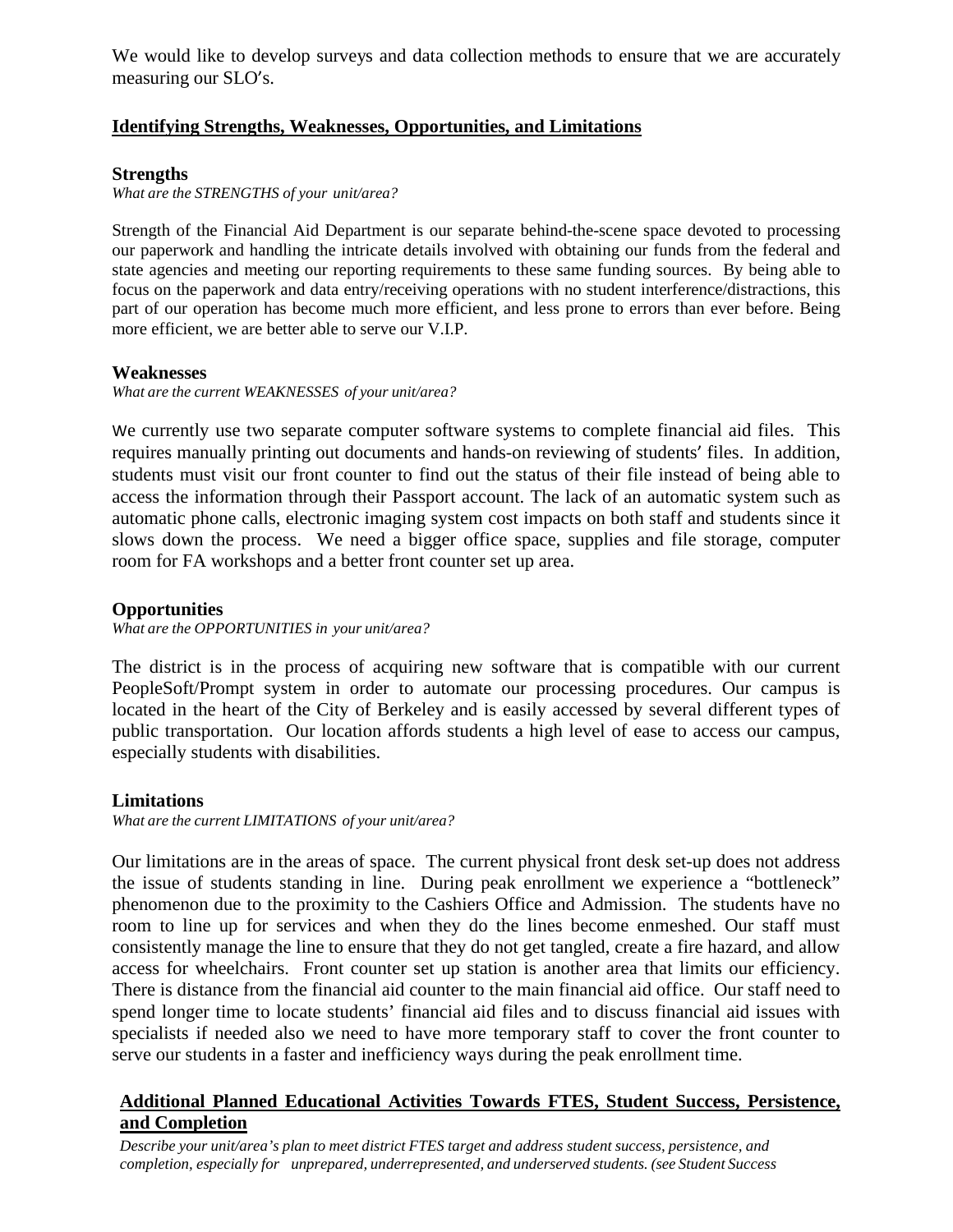We would like to develop surveys and data collection methods to ensure that we are accurately measuring our SLO's.

## Identifying Strengths, Weaknesses, Opportunities, and Limitations

### Strengths

*What are the STRENGTHS of your unit/area?*

Strength of the Financial Aid Department is our separate behind-the-scene space devoted to processing our paperwork and handling the intricate details involved with obtaining our funds from the federal and state agencies and meeting our reporting requirements to these same funding sources. By being able to focus on the paperwork and data entry/receiving operations with no student interference/distractions, this part of our operation has become much more efficient, and less prone to errors than ever before. Being more efficient, we are better able to serve our V.I.P.

### Weaknesses

*What are the current WEAKNESSES of your unit/area?*

We currently use two separate computer software systems to complete financial aid files. This requires manually printing out documents and hands-on reviewing of students' files. In addition, students must visit our front counter to find out the status of their file instead of being able to access the information through their Passport account. The lack of an automatic system such as automatic phone calls, electronic imaging system cost impacts on both staff and students since it slows down the process. We need a bigger office space, supplies and file storage, computer room for FA workshops and a better front counter set up area.

### Opportunities

*What are the OPPORTUNITIES in your unit/area?*

The district is in the process of acquiring new software that is compatible with our current PeopleSoft/Prompt system in order to automate our processing procedures. Our campus is located in the heart of the City of Berkeley and is easily accessed by several different types of public transportation. Our location affords students a high level of ease to access our campus, especially students with disabilities.

### Limitations

*What are the current LIMITATIONS of your unit/area?*

Our limitations are in the areas of space. The current physical front desk set-up does not address the issue of students standing in line. During peak enrollment we experience a "bottleneck" phenomenon due to the proximity to the Cashiers Office and Admission. The students have no room to line up for services and when they do the lines become enmeshed. Our staff must consistently manage the line to ensure that they do not get tangled, create a fire hazard, and allow access for wheelchairs. Front counter set up station is another area that limits our efficiency. There is distance from the financial aid counter to the main financial aid office. Our staff need to spend longer time to locate students' financial aid files and to discuss financial aid issues with specialists if needed also we need to have more temporary staff to cover the front counter to serve our students in a faster and inefficiency ways during the peak enrollment time.

## Additional Planned Educational Activities Towards FTES, Student Success, Persistence, and Completion

*Describe your unit/area's plan to meet district FTES target and address student success, persistence, and completion, especially for unprepared, underrepresented, and underserved students. (see Student Success*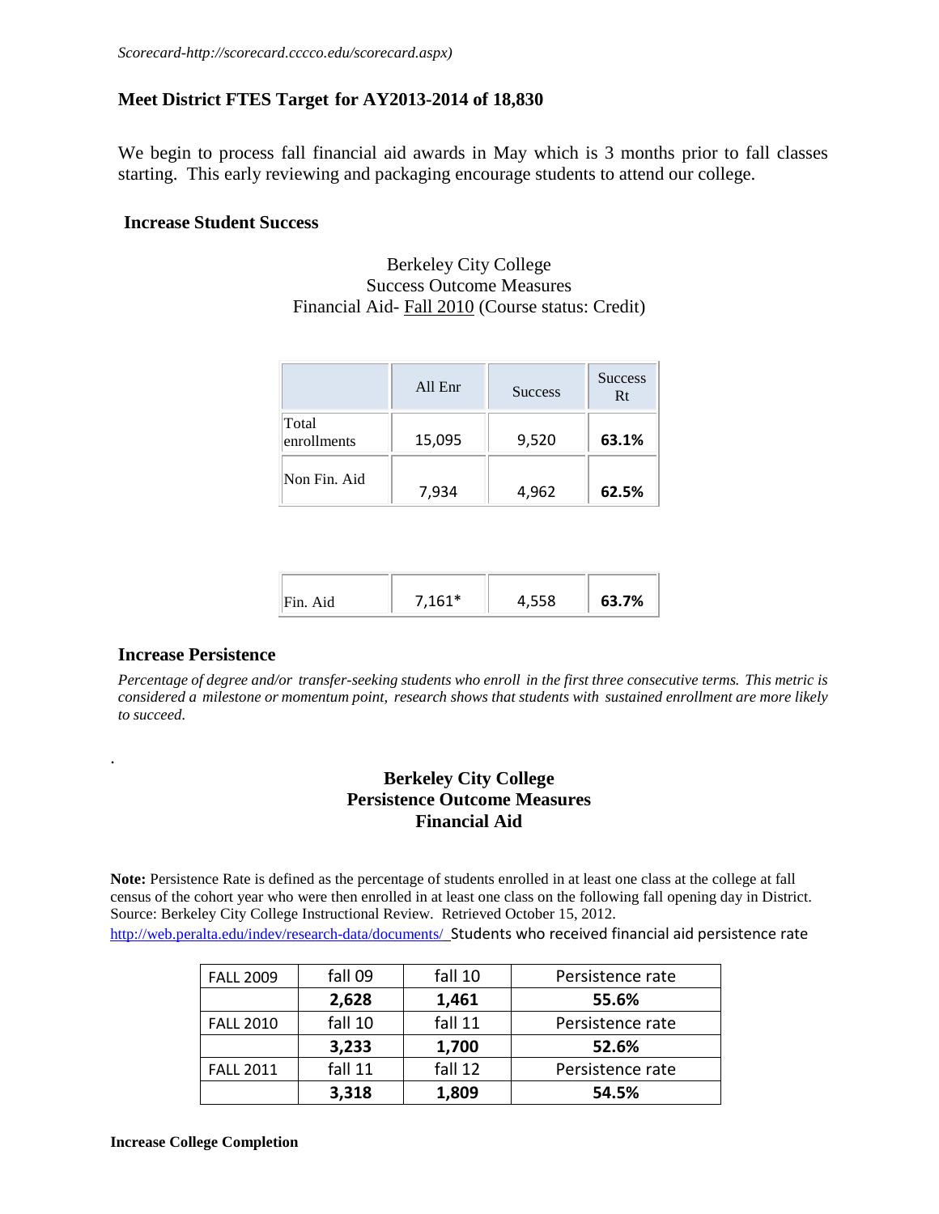*Scorecard-http://scorecard.cccco.edu/scorecard.aspx)*

**Meet District FTES Target for AY2013-2014 of 18,830**

We begin to process fall financial aid awards in May which is 3 months prior to fall classes starting. This early reviewing and packaging encourage students to attend our college.

**Increase Student Success**

Berkeley City College
Success Outcome Measures
Financial Aid- Fall 2010 (Course status: Credit)

| | All Enr | Success | Success Rt |
|---|---|---|---|
| Total enrollments | 15,095 | 9,520 | **63.1%** |
| Non Fin. Aid | 7,934 | 4,962 | **62.5%** |
| Fin. Aid | 7,161* | 4,558 | **63.7%** |

**Increase Persistence**

*Percentage of degree and/or transfer-seeking students who enroll in the first three consecutive terms. This metric is considered a milestone or momentum point, research shows that students with sustained enrollment are more likely to succeed.*

**Berkeley City College**
**Persistence Outcome Measures**
**Financial Aid**

**Note:** Persistence Rate is defined as the percentage of students enrolled in at least one class at the college at fall census of the cohort year who were then enrolled in at least one class on the following fall opening day in District. Source: Berkeley City College Instructional Review. Retrieved October 15, 2012.
http://web.peralta.edu/indev/research-data/documents/ Students who received financial aid persistence rate

| FALL 2009 | fall 09 | fall 10 | Persistence rate |
|---|---|---|---|
| | **2,628** | **1,461** | **55.6%** |
| FALL 2010 | fall 10 | fall 11 | Persistence rate |
| | **3,233** | **1,700** | **52.6%** |
| FALL 2011 | fall 11 | fall 12 | Persistence rate |
| | **3,318** | **1,809** | **54.5%** |

**Increase College Completion**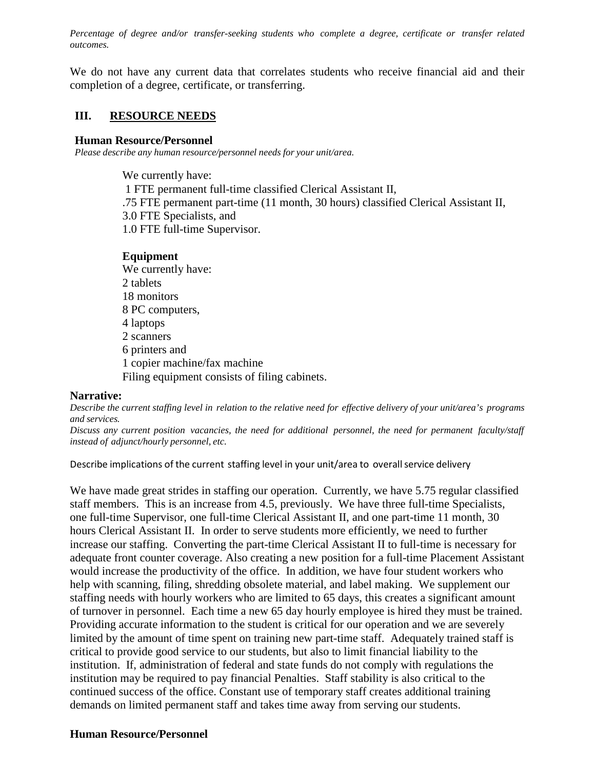*Percentage of degree and/or transfer-seeking students who complete a degree, certificate or transfer related outcomes.*

We do not have any current data that correlates students who receive financial aid and their completion of a degree, certificate, or transferring.

## III. RESOURCE NEEDS

### Human Resource/Personnel

*Please describe any human resource/personnel needs for your unit/area.*

We currently have:
1 FTE permanent full-time classified Clerical Assistant II,
.75 FTE permanent part-time (11 month, 30 hours) classified Clerical Assistant II,
3.0 FTE Specialists, and
1.0 FTE full-time Supervisor.

### Equipment

We currently have:
2 tablets
18 monitors
8 PC computers,
4 laptops
2 scanners
6 printers and
1 copier machine/fax machine
Filing equipment consists of filing cabinets.

**Narrative:**

*Describe the current staffing level in relation to the relative need for effective delivery of your unit/area's programs and services.*

*Discuss any current position vacancies, the need for additional personnel, the need for permanent faculty/staff instead of adjunct/hourly personnel, etc.*

Describe implications of the current staffing level in your unit/area to overall service delivery

We have made great strides in staffing our operation. Currently, we have 5.75 regular classified staff members. This is an increase from 4.5, previously. We have three full-time Specialists, one full-time Supervisor, one full-time Clerical Assistant II, and one part-time 11 month, 30 hours Clerical Assistant II. In order to serve students more efficiently, we need to further increase our staffing. Converting the part-time Clerical Assistant II to full-time is necessary for adequate front counter coverage. Also creating a new position for a full-time Placement Assistant would increase the productivity of the office. In addition, we have four student workers who help with scanning, filing, shredding obsolete material, and label making. We supplement our staffing needs with hourly workers who are limited to 65 days, this creates a significant amount of turnover in personnel. Each time a new 65 day hourly employee is hired they must be trained. Providing accurate information to the student is critical for our operation and we are severely limited by the amount of time spent on training new part-time staff. Adequately trained staff is critical to provide good service to our students, but also to limit financial liability to the institution. If, administration of federal and state funds do not comply with regulations the institution may be required to pay financial Penalties. Staff stability is also critical to the continued success of the office. Constant use of temporary staff creates additional training demands on limited permanent staff and takes time away from serving our students.

### Human Resource/Personnel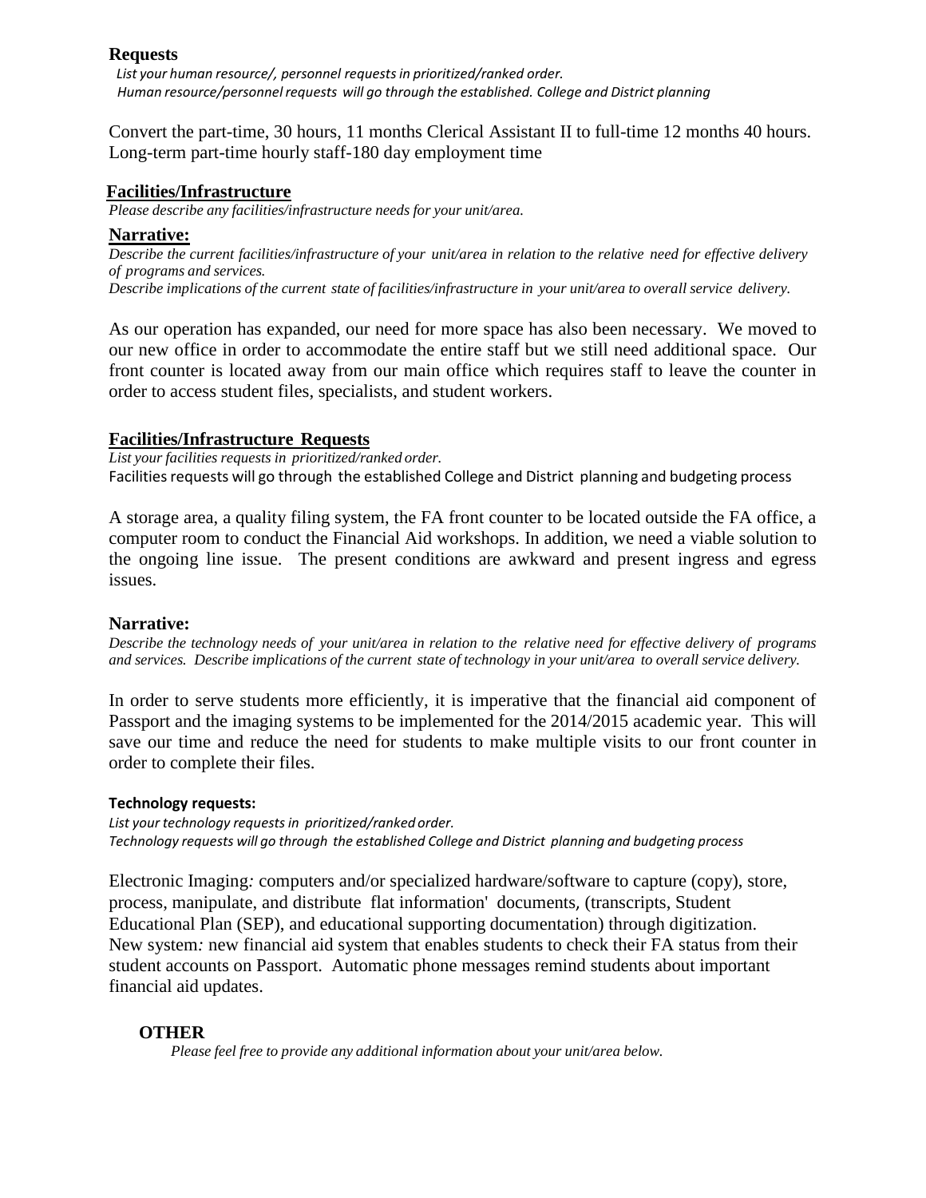**Requests**

*List your human resource/, personnel requests in prioritized/ranked order.*
*Human resource/personnel requests will go through the established. College and District planning*

Convert the part-time, 30 hours, 11 months Clerical Assistant II to full-time 12 months 40 hours. Long-term part-time hourly staff-180 day employment time

**Facilities/Infrastructure**

*Please describe any facilities/infrastructure needs for your unit/area.*

**Narrative:**

*Describe the current facilities/infrastructure of your unit/area in relation to the relative need for effective delivery of programs and services.*
*Describe implications of the current state of facilities/infrastructure in your unit/area to overall service delivery.*

As our operation has expanded, our need for more space has also been necessary. We moved to our new office in order to accommodate the entire staff but we still need additional space. Our front counter is located away from our main office which requires staff to leave the counter in order to access student files, specialists, and student workers.

**Facilities/Infrastructure Requests**

*List your facilities requests in prioritized/ranked order.*
Facilities requests will go through the established College and District planning and budgeting process

A storage area, a quality filing system, the FA front counter to be located outside the FA office, a computer room to conduct the Financial Aid workshops. In addition, we need a viable solution to the ongoing line issue. The present conditions are awkward and present ingress and egress issues.

**Narrative:**

*Describe the technology needs of your unit/area in relation to the relative need for effective delivery of programs and services. Describe implications of the current state of technology in your unit/area to overall service delivery.*

In order to serve students more efficiently, it is imperative that the financial aid component of Passport and the imaging systems to be implemented for the 2014/2015 academic year. This will save our time and reduce the need for students to make multiple visits to our front counter in order to complete their files.

**Technology requests:**

*List your technology requests in prioritized/ranked order.*
*Technology requests will go through the established College and District planning and budgeting process*

Electronic Imaging*:* computers and/or specialized hardware/software to capture (copy), store, process, manipulate, and distribute flat information' documents*,* (transcripts, Student Educational Plan (SEP), and educational supporting documentation) through digitization.
New system*:* new financial aid system that enables students to check their FA status from their student accounts on Passport. Automatic phone messages remind students about important financial aid updates.

**OTHER**

*Please feel free to provide any additional information about your unit/area below.*